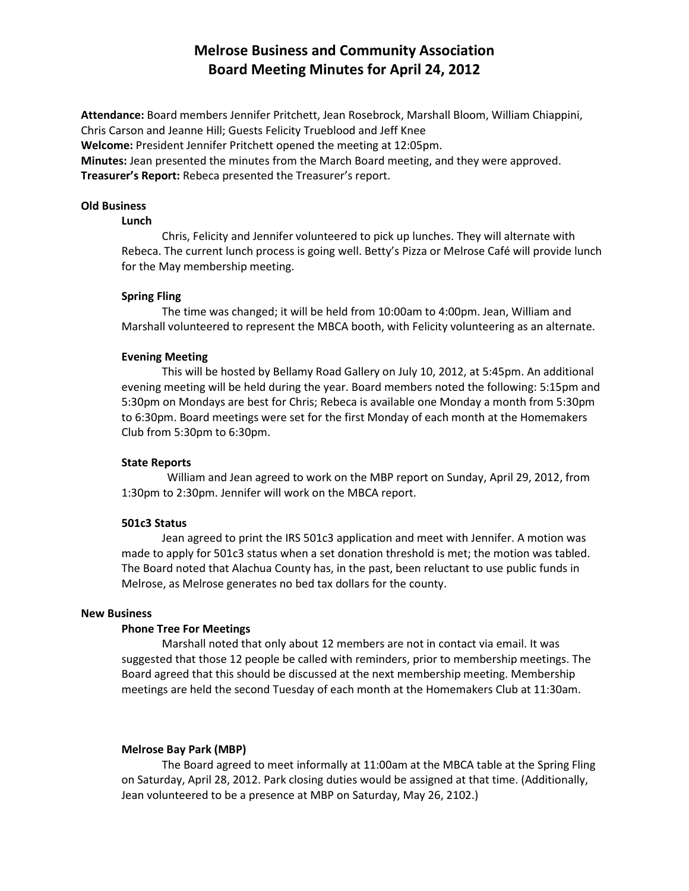# Melrose Business and Community Association
# Board Meeting Minutes for April 24, 2012

**Attendance:** Board members Jennifer Pritchett, Jean Rosebrock, Marshall Bloom, William Chiappini, Chris Carson and Jeanne Hill; Guests Felicity Trueblood and Jeff Knee
**Welcome:** President Jennifer Pritchett opened the meeting at 12:05pm.
**Minutes:** Jean presented the minutes from the March Board meeting, and they were approved.
**Treasurer's Report:** Rebeca presented the Treasurer's report.

## Old Business

### Lunch

Chris, Felicity and Jennifer volunteered to pick up lunches. They will alternate with Rebeca. The current lunch process is going well. Betty's Pizza or Melrose Café will provide lunch for the May membership meeting.

### Spring Fling

The time was changed; it will be held from 10:00am to 4:00pm. Jean, William and Marshall volunteered to represent the MBCA booth, with Felicity volunteering as an alternate.

### Evening Meeting

This will be hosted by Bellamy Road Gallery on July 10, 2012, at 5:45pm. An additional evening meeting will be held during the year. Board members noted the following: 5:15pm and 5:30pm on Mondays are best for Chris; Rebeca is available one Monday a month from 5:30pm to 6:30pm. Board meetings were set for the first Monday of each month at the Homemakers Club from 5:30pm to 6:30pm.

### State Reports

William and Jean agreed to work on the MBP report on Sunday, April 29, 2012, from 1:30pm to 2:30pm. Jennifer will work on the MBCA report.

### 501c3 Status

Jean agreed to print the IRS 501c3 application and meet with Jennifer. A motion was made to apply for 501c3 status when a set donation threshold is met; the motion was tabled. The Board noted that Alachua County has, in the past, been reluctant to use public funds in Melrose, as Melrose generates no bed tax dollars for the county.

## New Business

### Phone Tree For Meetings

Marshall noted that only about 12 members are not in contact via email. It was suggested that those 12 people be called with reminders, prior to membership meetings. The Board agreed that this should be discussed at the next membership meeting. Membership meetings are held the second Tuesday of each month at the Homemakers Club at 11:30am.

### Melrose Bay Park (MBP)

The Board agreed to meet informally at 11:00am at the MBCA table at the Spring Fling on Saturday, April 28, 2012. Park closing duties would be assigned at that time. (Additionally, Jean volunteered to be a presence at MBP on Saturday, May 26, 2102.)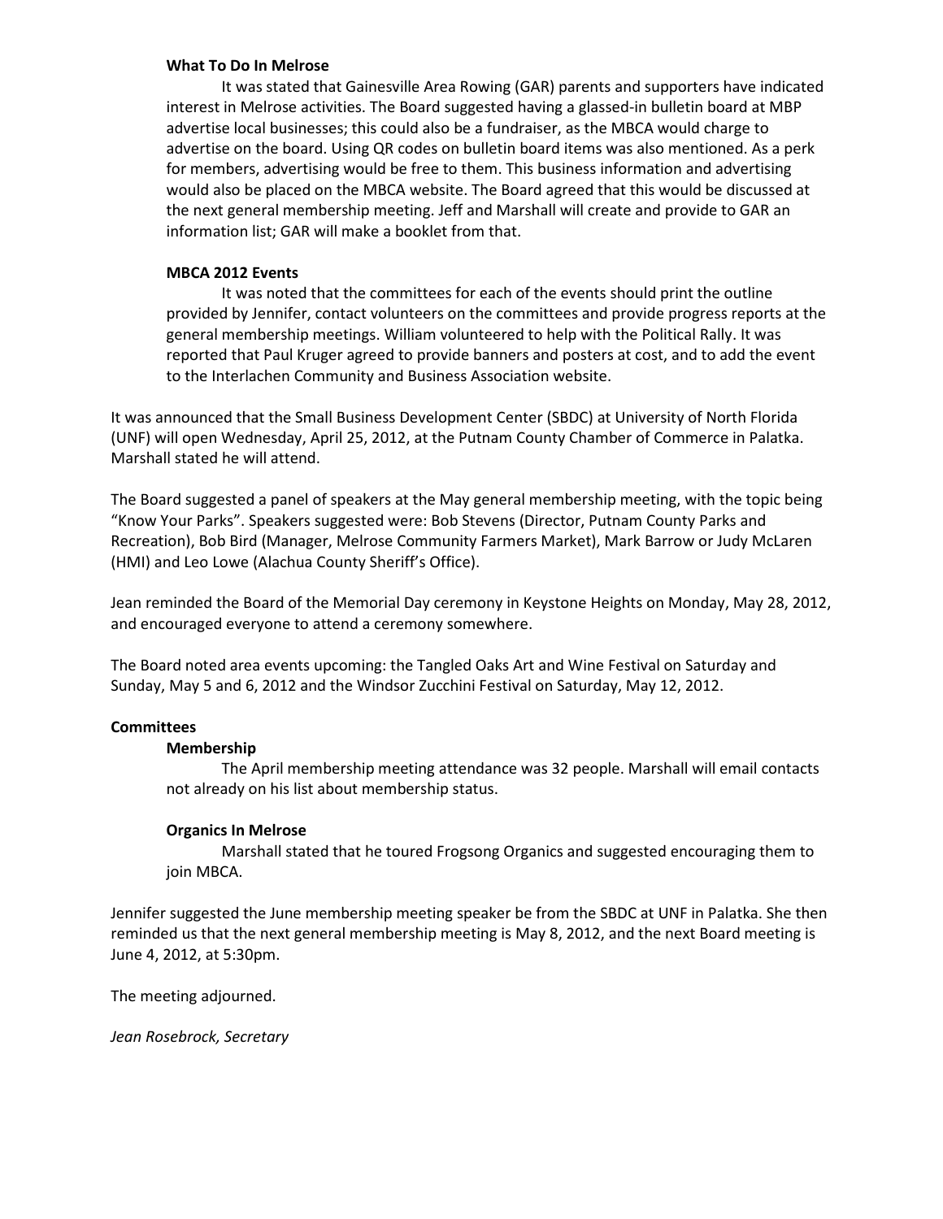### What To Do In Melrose

It was stated that Gainesville Area Rowing (GAR) parents and supporters have indicated interest in Melrose activities. The Board suggested having a glassed-in bulletin board at MBP advertise local businesses; this could also be a fundraiser, as the MBCA would charge to advertise on the board. Using QR codes on bulletin board items was also mentioned. As a perk for members, advertising would be free to them. This business information and advertising would also be placed on the MBCA website. The Board agreed that this would be discussed at the next general membership meeting. Jeff and Marshall will create and provide to GAR an information list; GAR will make a booklet from that.

### MBCA 2012 Events

It was noted that the committees for each of the events should print the outline provided by Jennifer, contact volunteers on the committees and provide progress reports at the general membership meetings. William volunteered to help with the Political Rally. It was reported that Paul Kruger agreed to provide banners and posters at cost, and to add the event to the Interlachen Community and Business Association website.

It was announced that the Small Business Development Center (SBDC) at University of North Florida (UNF) will open Wednesday, April 25, 2012, at the Putnam County Chamber of Commerce in Palatka. Marshall stated he will attend.

The Board suggested a panel of speakers at the May general membership meeting, with the topic being "Know Your Parks". Speakers suggested were: Bob Stevens (Director, Putnam County Parks and Recreation), Bob Bird (Manager, Melrose Community Farmers Market), Mark Barrow or Judy McLaren (HMI) and Leo Lowe (Alachua County Sheriff's Office).

Jean reminded the Board of the Memorial Day ceremony in Keystone Heights on Monday, May 28, 2012, and encouraged everyone to attend a ceremony somewhere.

The Board noted area events upcoming: the Tangled Oaks Art and Wine Festival on Saturday and Sunday, May 5 and 6, 2012 and the Windsor Zucchini Festival on Saturday, May 12, 2012.

## Committees

### Membership

The April membership meeting attendance was 32 people. Marshall will email contacts not already on his list about membership status.

### Organics In Melrose

Marshall stated that he toured Frogsong Organics and suggested encouraging them to join MBCA.

Jennifer suggested the June membership meeting speaker be from the SBDC at UNF in Palatka. She then reminded us that the next general membership meeting is May 8, 2012, and the next Board meeting is June 4, 2012, at 5:30pm.

The meeting adjourned.

*Jean Rosebrock, Secretary*